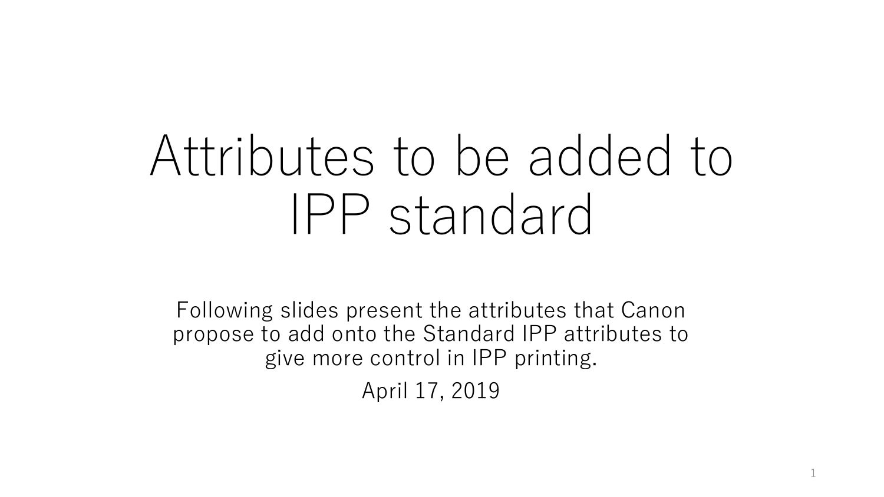# Attributes to be added to IPP standard

Following slides present the attributes that Canon propose to add onto the Standard IPP attributes to give more control in IPP printing.

April 17, 2019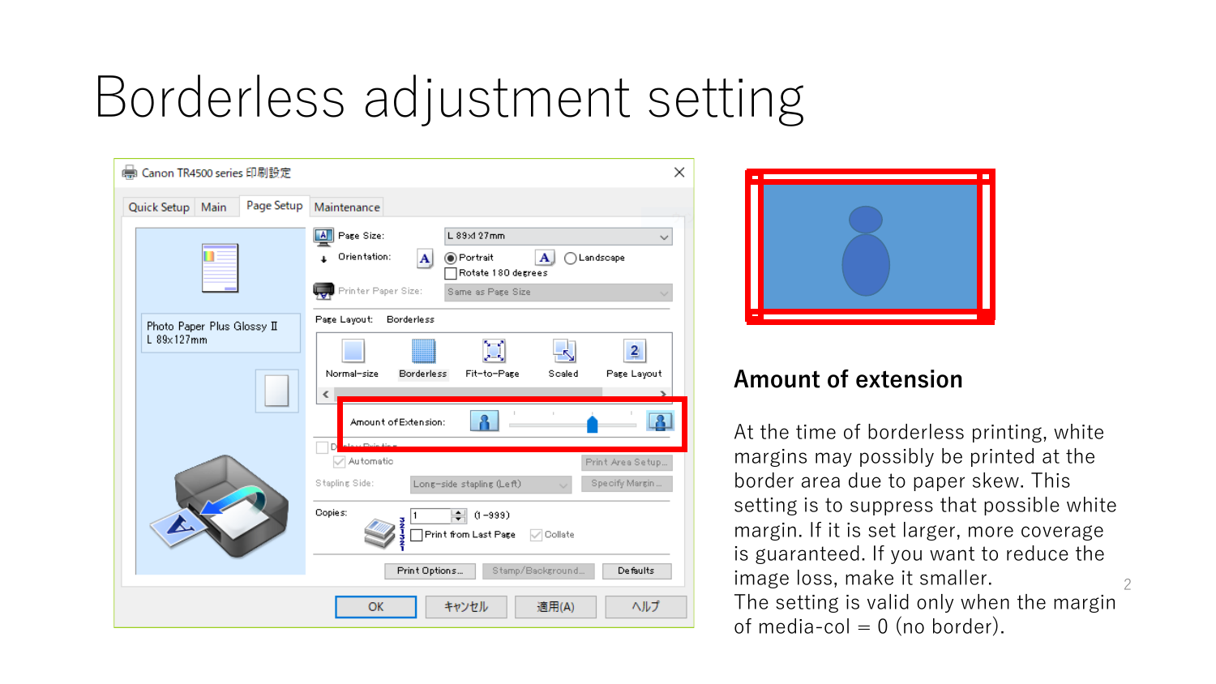# Borderless adjustment setting

## Amount of extension

At the time of borderless printing, white margins may possibly be printed at the border area due to paper skew. This setting is to suppress that possible white margin. If it is set larger, more coverage is guaranteed. If you want to reduce the image loss, make it smaller.
The setting is valid only when the margin of media-col = 0 (no border).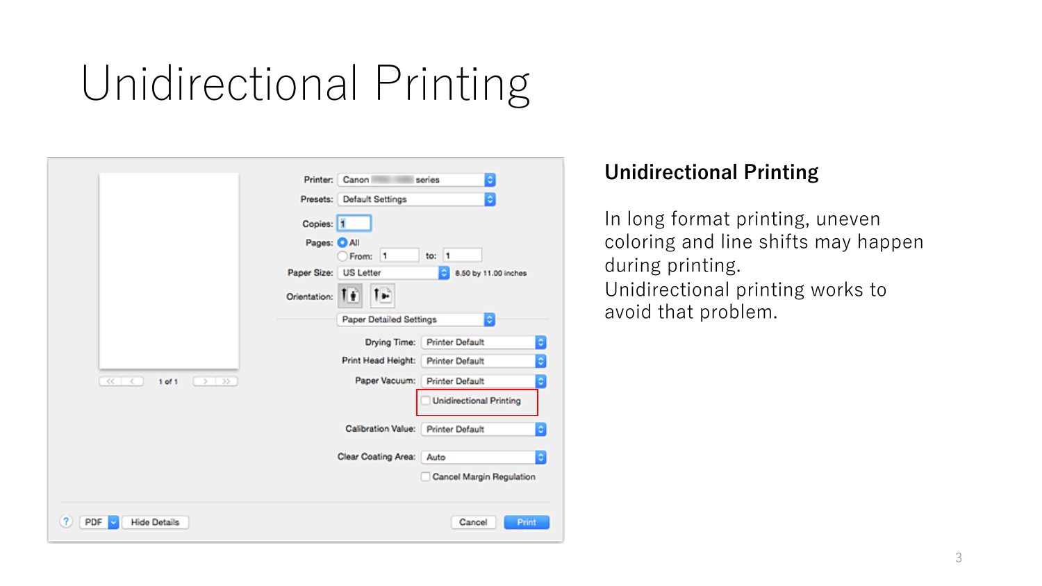# Unidirectional Printing

## Unidirectional Printing

In long format printing, uneven coloring and line shifts may happen during printing.
Unidirectional printing works to avoid that problem.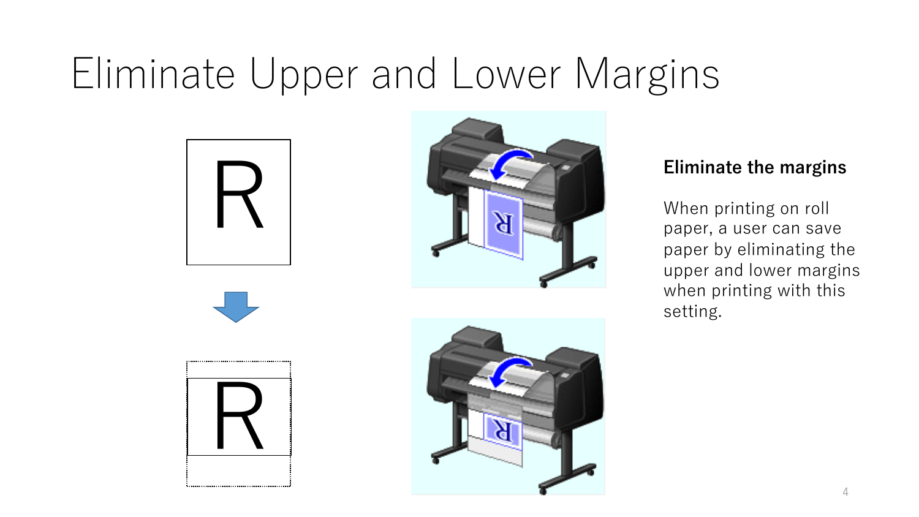# Eliminate Upper and Lower Margins

**Eliminate the margins**

When printing on roll paper, a user can save paper by eliminating the upper and lower margins when printing with this setting.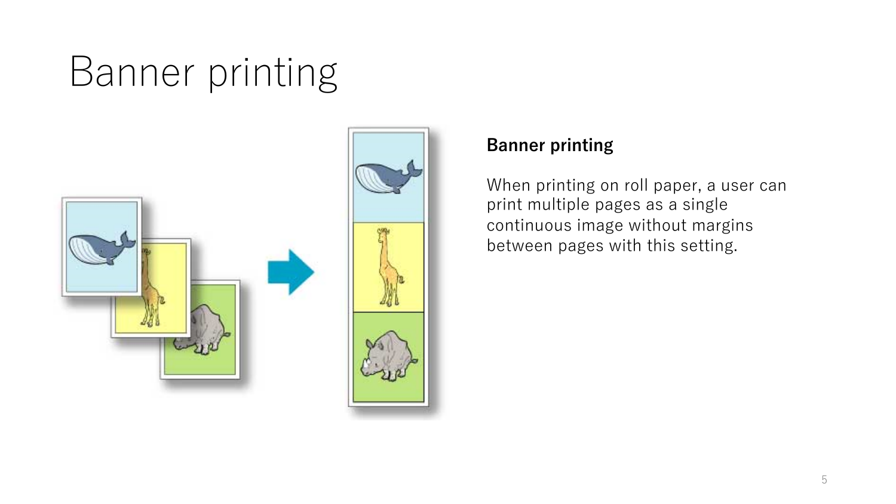# Banner printing

**Banner printing**

When printing on roll paper, a user can print multiple pages as a single continuous image without margins between pages with this setting.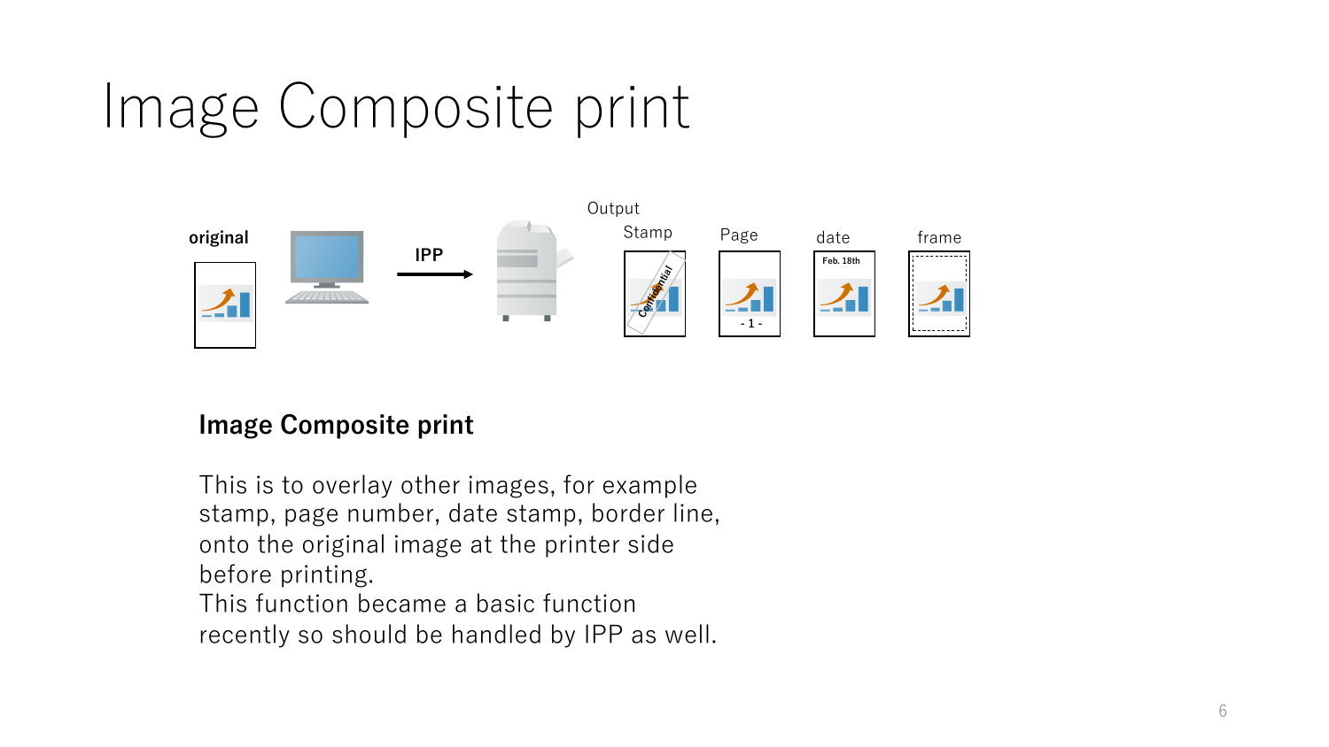# Image Composite print

original

IPP

Output

Stamp

Page

date

frame

**Image Composite print**

This is to overlay other images, for example stamp, page number, date stamp, border line, onto the original image at the printer side before printing.
This function became a basic function recently so should be handled by IPP as well.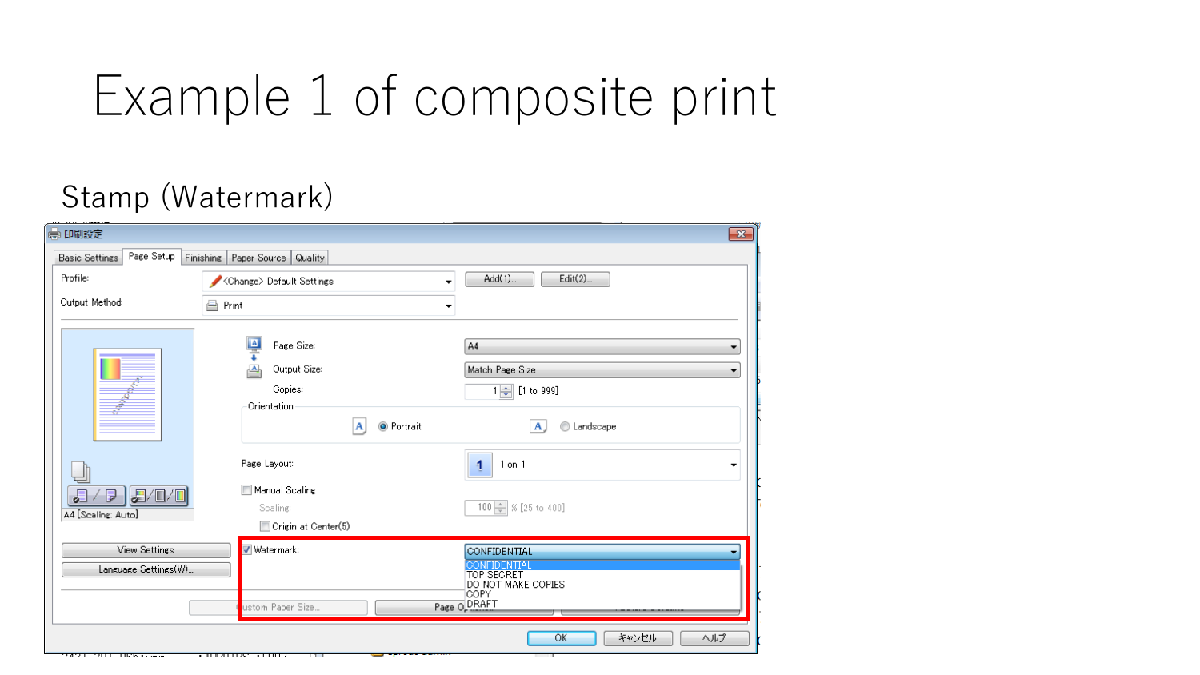# Example 1 of composite print

## Stamp (Watermark)

印刷設定

Basic Settings | Page Setup | Finishing | Paper Source | Quality

Profile: <Change> Default Settings — Add(1)... — Edit(2)...

Output Method: Print

Page Size: A4

Output Size: Match Page Size

Copies: 1 [1 to 999]

Orientation: Portrait / Landscape

Page Layout: 1 on 1

Manual Scaling

Scaling: 100 % [25 to 400]

Origin at Center(5)

A4 [Scaling: Auto]

View Settings

Language Settings(W)...

Watermark: CONFIDENTIAL

- CONFIDENTIAL
- TOP SECRET
- DO NOT MAKE COPIES
- COPY
- DRAFT

Custom Paper Size...

OK — キャンセル — ヘルプ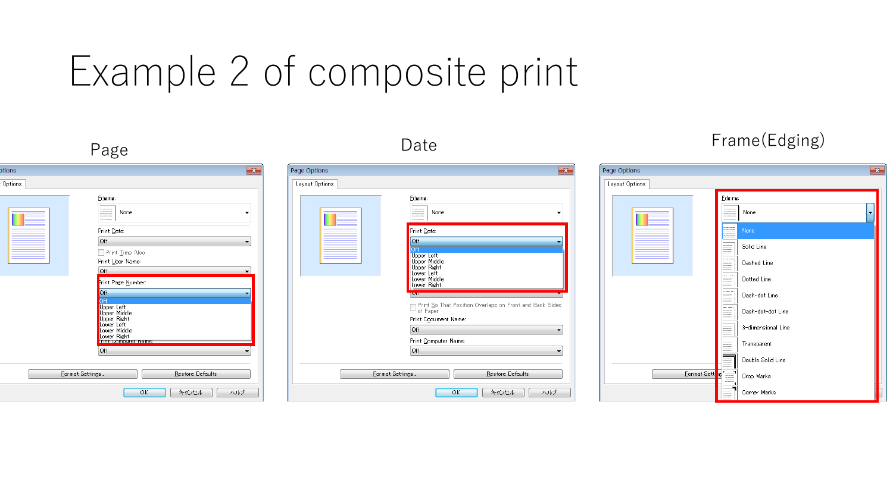# Example 2 of composite print

## Page

## Date

## Frame(Edging)

Page Options

Layout Options

Edging:

None

Print Date:

Off

Print Time Also

Print User Name:

Off

Print Page Number:

Off

Off
Upper Left
Upper Middle
Upper Right
Lower Left
Lower Middle
Lower Right

Print Computer Name:

Off

Format Settings...

Restore Defaults

OK

キャンセル

ヘルプ

Page Options

Layout Options

Edging:

None

Print Date:

Off

Off
Upper Left
Upper Middle
Upper Right
Lower Left
Lower Middle
Lower Right

Print So That Position Overlaps on Front and Back Sides of Paper

Print Document Name:

Off

Print Computer Name:

Off

Format Settings...

Restore Defaults

OK

キャンセル

ヘルプ

Page Options

Layout Options

Edging:

None

None
Solid Line
Dashed Line
Dotted Line
Dash-dot Line
Dash-dot-dot Line
3-dimensional Line
Transparent
Double Solid Line
Crop Marks
Corner Marks

Format Settings...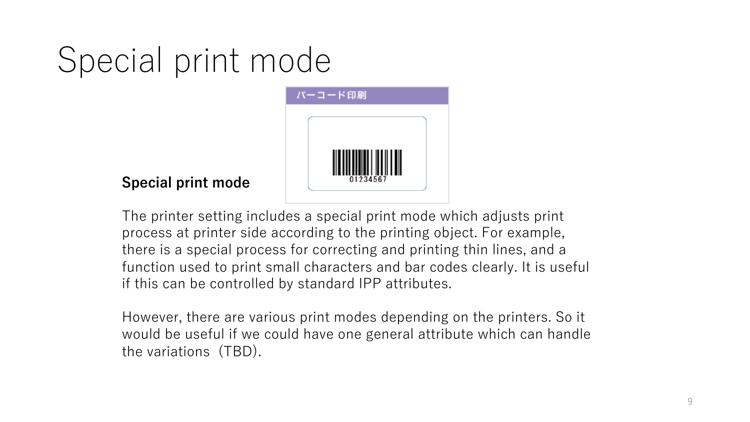# Special print mode

バーコード印刷

01234567

**Special print mode**

The printer setting includes a special print mode which adjusts print process at printer side according to the printing object. For example, there is a special process for correcting and printing thin lines, and a function used to print small characters and bar codes clearly. It is useful if this can be controlled by standard IPP attributes.

However, there are various print modes depending on the printers. So it would be useful if we could have one general attribute which can handle the variations（TBD).